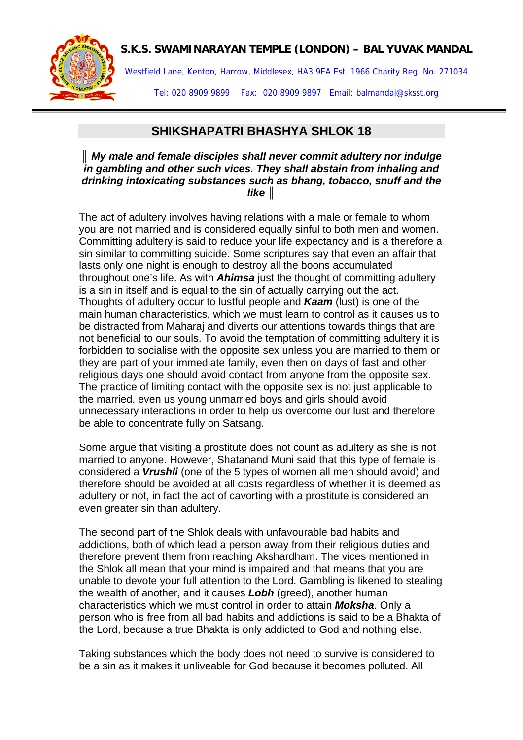**S.K.S. SWAMINARAYAN TEMPLE (LONDON) – BAL YUVAK MANDAL**

Westfield Lane, Kenton, Harrow, Middlesex, HA3 9EA Est. 1966 Charity Reg. No. 271034

Tel: 020 8909 9899 Fax: 020 8909 9897 Email: balmandal@sksst.org

## SHIKSHAPATRI BHASHYA SHLOK 18

║ ***My male and female disciples shall never commit adultery nor indulge in gambling and other such vices. They shall abstain from inhaling and drinking intoxicating substances such as bhang, tobacco, snuff and the like*** ║

The act of adultery involves having relations with a male or female to whom you are not married and is considered equally sinful to both men and women. Committing adultery is said to reduce your life expectancy and is a therefore a sin similar to committing suicide. Some scriptures say that even an affair that lasts only one night is enough to destroy all the boons accumulated throughout one's life. As with ***Ahimsa*** just the thought of committing adultery is a sin in itself and is equal to the sin of actually carrying out the act. Thoughts of adultery occur to lustful people and ***Kaam*** (lust) is one of the main human characteristics, which we must learn to control as it causes us to be distracted from Maharaj and diverts our attentions towards things that are not beneficial to our souls. To avoid the temptation of committing adultery it is forbidden to socialise with the opposite sex unless you are married to them or they are part of your immediate family, even then on days of fast and other religious days one should avoid contact from anyone from the opposite sex. The practice of limiting contact with the opposite sex is not just applicable to the married, even us young unmarried boys and girls should avoid unnecessary interactions in order to help us overcome our lust and therefore be able to concentrate fully on Satsang.

Some argue that visiting a prostitute does not count as adultery as she is not married to anyone. However, Shatanand Muni said that this type of female is considered a ***Vrushli*** (one of the 5 types of women all men should avoid) and therefore should be avoided at all costs regardless of whether it is deemed as adultery or not, in fact the act of cavorting with a prostitute is considered an even greater sin than adultery.

The second part of the Shlok deals with unfavourable bad habits and addictions, both of which lead a person away from their religious duties and therefore prevent them from reaching Akshardham. The vices mentioned in the Shlok all mean that your mind is impaired and that means that you are unable to devote your full attention to the Lord. Gambling is likened to stealing the wealth of another, and it causes ***Lobh*** (greed), another human characteristics which we must control in order to attain ***Moksha***. Only a person who is free from all bad habits and addictions is said to be a Bhakta of the Lord, because a true Bhakta is only addicted to God and nothing else.

Taking substances which the body does not need to survive is considered to be a sin as it makes it unliveable for God because it becomes polluted. All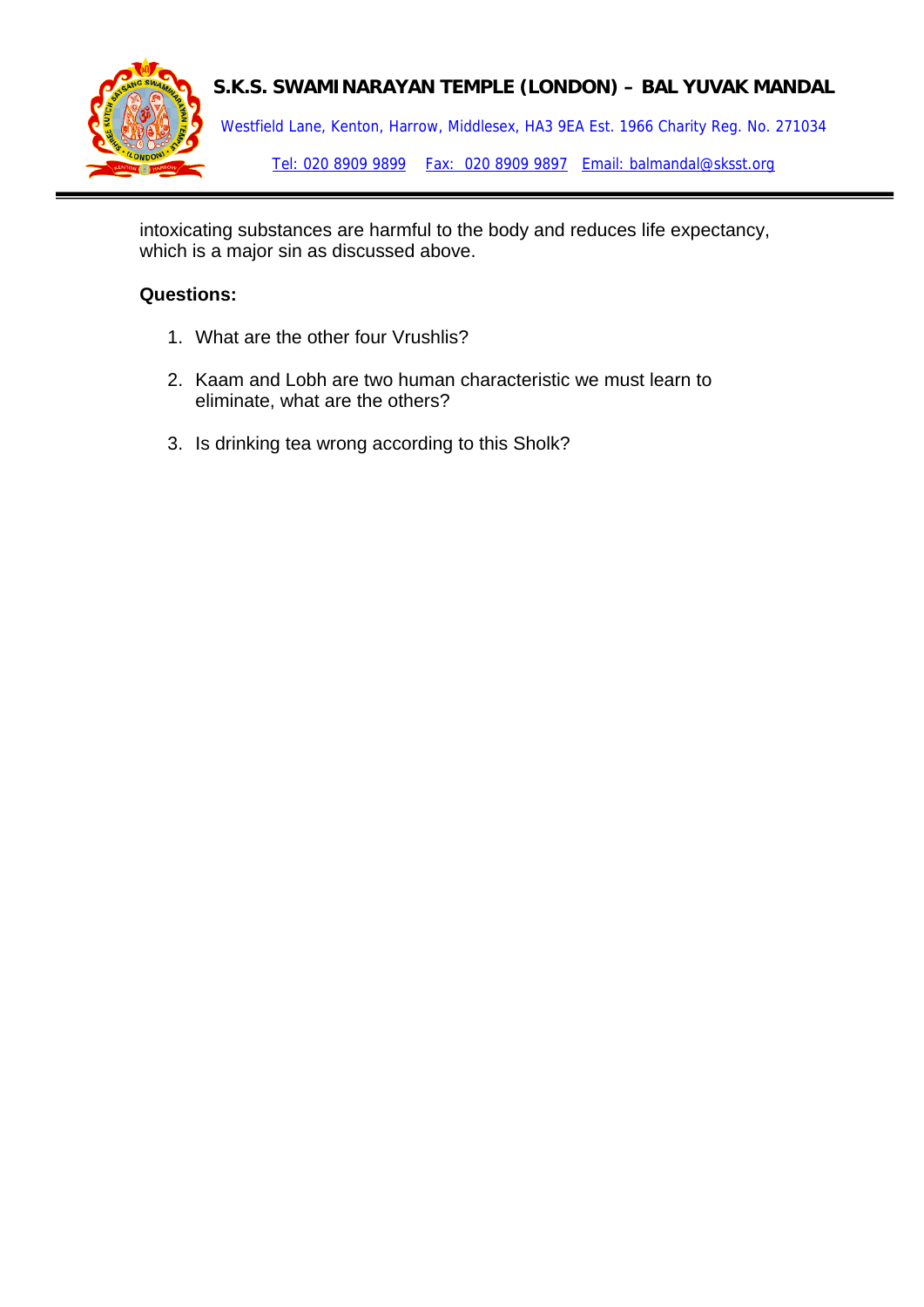intoxicating substances are harmful to the body and reduces life expectancy, which is a major sin as discussed above.

**Questions:**

1. What are the other four Vrushlis?
2. Kaam and Lobh are two human characteristic we must learn to eliminate, what are the others?
3. Is drinking tea wrong according to this Sholk?